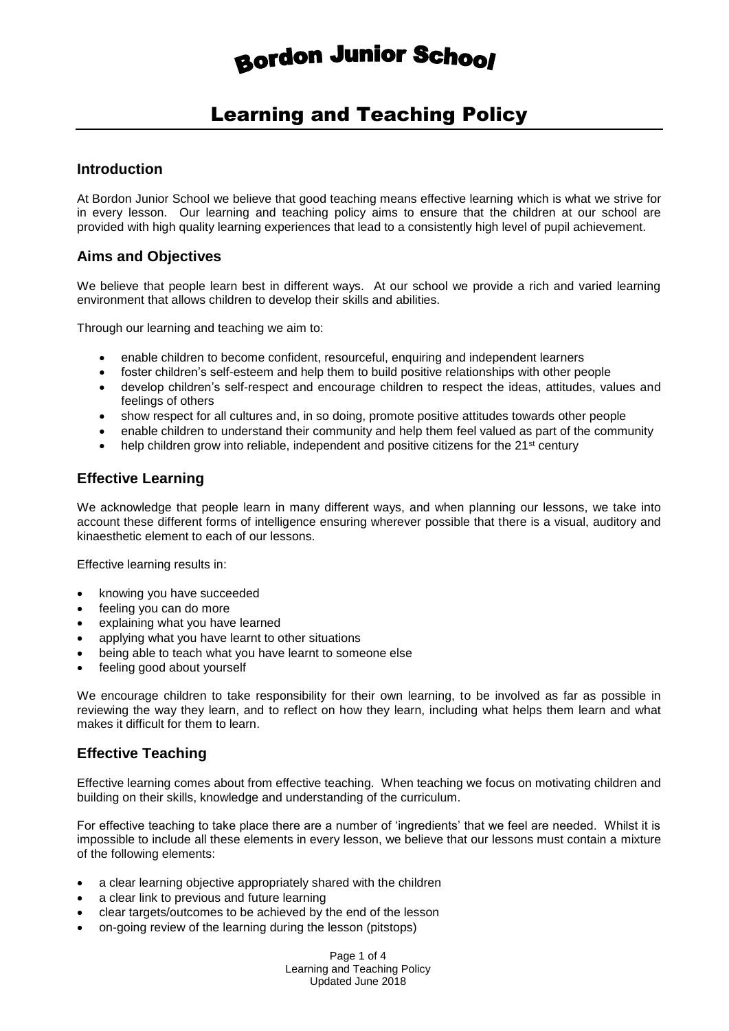# Bordon Junior School

## Learning and Teaching Policy

### Introduction

At Bordon Junior School we believe that good teaching means effective learning which is what we strive for in every lesson. Our learning and teaching policy aims to ensure that the children at our school are provided with high quality learning experiences that lead to a consistently high level of pupil achievement.

### Aims and Objectives

We believe that people learn best in different ways. At our school we provide a rich and varied learning environment that allows children to develop their skills and abilities.

Through our learning and teaching we aim to:

- enable children to become confident, resourceful, enquiring and independent learners
- foster children's self-esteem and help them to build positive relationships with other people
- develop children's self-respect and encourage children to respect the ideas, attitudes, values and feelings of others
- show respect for all cultures and, in so doing, promote positive attitudes towards other people
- enable children to understand their community and help them feel valued as part of the community
- help children grow into reliable, independent and positive citizens for the 21st century

### Effective Learning

We acknowledge that people learn in many different ways, and when planning our lessons, we take into account these different forms of intelligence ensuring wherever possible that there is a visual, auditory and kinaesthetic element to each of our lessons.

Effective learning results in:

- knowing you have succeeded
- feeling you can do more
- explaining what you have learned
- applying what you have learnt to other situations
- being able to teach what you have learnt to someone else
- feeling good about yourself

We encourage children to take responsibility for their own learning, to be involved as far as possible in reviewing the way they learn, and to reflect on how they learn, including what helps them learn and what makes it difficult for them to learn.

### Effective Teaching

Effective learning comes about from effective teaching. When teaching we focus on motivating children and building on their skills, knowledge and understanding of the curriculum.

For effective teaching to take place there are a number of 'ingredients' that we feel are needed. Whilst it is impossible to include all these elements in every lesson, we believe that our lessons must contain a mixture of the following elements:

- a clear learning objective appropriately shared with the children
- a clear link to previous and future learning
- clear targets/outcomes to be achieved by the end of the lesson
- on-going review of the learning during the lesson (pitstops)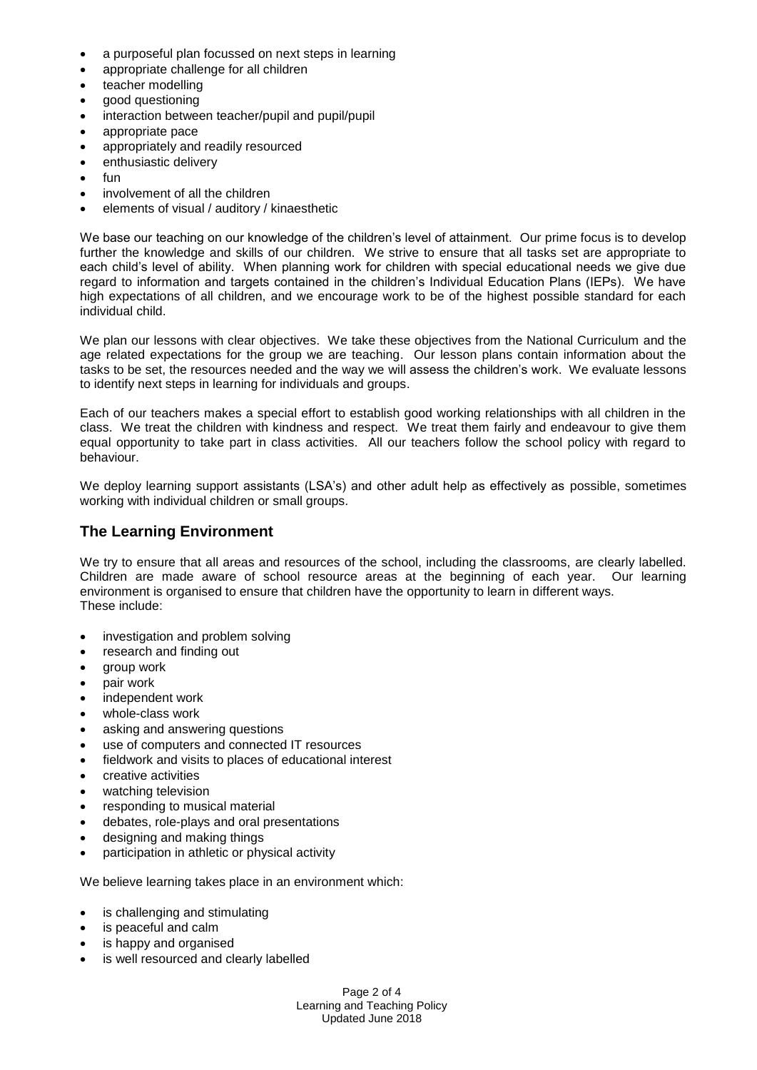- a purposeful plan focussed on next steps in learning
- appropriate challenge for all children
- teacher modelling
- good questioning
- interaction between teacher/pupil and pupil/pupil
- appropriate pace
- appropriately and readily resourced
- enthusiastic delivery
- fun
- involvement of all the children
- elements of visual / auditory / kinaesthetic

We base our teaching on our knowledge of the children's level of attainment. Our prime focus is to develop further the knowledge and skills of our children. We strive to ensure that all tasks set are appropriate to each child's level of ability. When planning work for children with special educational needs we give due regard to information and targets contained in the children's Individual Education Plans (IEPs). We have high expectations of all children, and we encourage work to be of the highest possible standard for each individual child.

We plan our lessons with clear objectives. We take these objectives from the National Curriculum and the age related expectations for the group we are teaching. Our lesson plans contain information about the tasks to be set, the resources needed and the way we will assess the children's work. We evaluate lessons to identify next steps in learning for individuals and groups.

Each of our teachers makes a special effort to establish good working relationships with all children in the class. We treat the children with kindness and respect. We treat them fairly and endeavour to give them equal opportunity to take part in class activities. All our teachers follow the school policy with regard to behaviour.

We deploy learning support assistants (LSA's) and other adult help as effectively as possible, sometimes working with individual children or small groups.

## The Learning Environment

We try to ensure that all areas and resources of the school, including the classrooms, are clearly labelled. Children are made aware of school resource areas at the beginning of each year. Our learning environment is organised to ensure that children have the opportunity to learn in different ways. These include:

- investigation and problem solving
- research and finding out
- group work
- pair work
- independent work
- whole-class work
- asking and answering questions
- use of computers and connected IT resources
- fieldwork and visits to places of educational interest
- creative activities
- watching television
- responding to musical material
- debates, role-plays and oral presentations
- designing and making things
- participation in athletic or physical activity

We believe learning takes place in an environment which:

- is challenging and stimulating
- is peaceful and calm
- is happy and organised
- is well resourced and clearly labelled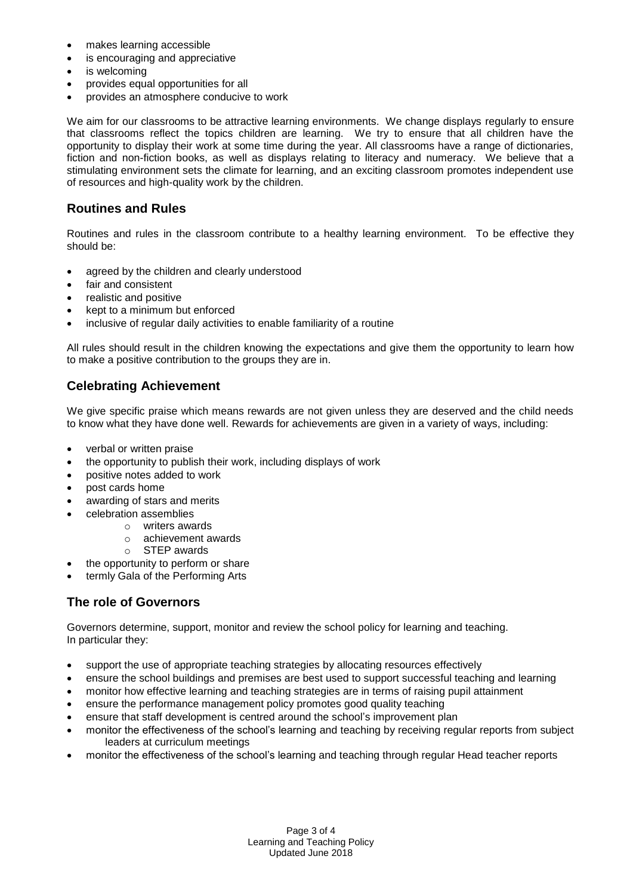- makes learning accessible
- is encouraging and appreciative
- is welcoming
- provides equal opportunities for all
- provides an atmosphere conducive to work

We aim for our classrooms to be attractive learning environments. We change displays regularly to ensure that classrooms reflect the topics children are learning. We try to ensure that all children have the opportunity to display their work at some time during the year. All classrooms have a range of dictionaries, fiction and non-fiction books, as well as displays relating to literacy and numeracy. We believe that a stimulating environment sets the climate for learning, and an exciting classroom promotes independent use of resources and high-quality work by the children.

## Routines and Rules

Routines and rules in the classroom contribute to a healthy learning environment. To be effective they should be:

- agreed by the children and clearly understood
- fair and consistent
- realistic and positive
- kept to a minimum but enforced
- inclusive of regular daily activities to enable familiarity of a routine

All rules should result in the children knowing the expectations and give them the opportunity to learn how to make a positive contribution to the groups they are in.

## Celebrating Achievement

We give specific praise which means rewards are not given unless they are deserved and the child needs to know what they have done well. Rewards for achievements are given in a variety of ways, including:

- verbal or written praise
- the opportunity to publish their work, including displays of work
- positive notes added to work
- post cards home
- awarding of stars and merits
- celebration assemblies
  - writers awards
  - achievement awards
  - STEP awards
- the opportunity to perform or share
- termly Gala of the Performing Arts

## The role of Governors

Governors determine, support, monitor and review the school policy for learning and teaching.
In particular they:

- support the use of appropriate teaching strategies by allocating resources effectively
- ensure the school buildings and premises are best used to support successful teaching and learning
- monitor how effective learning and teaching strategies are in terms of raising pupil attainment
- ensure the performance management policy promotes good quality teaching
- ensure that staff development is centred around the school's improvement plan
- monitor the effectiveness of the school's learning and teaching by receiving regular reports from subject leaders at curriculum meetings
- monitor the effectiveness of the school's learning and teaching through regular Head teacher reports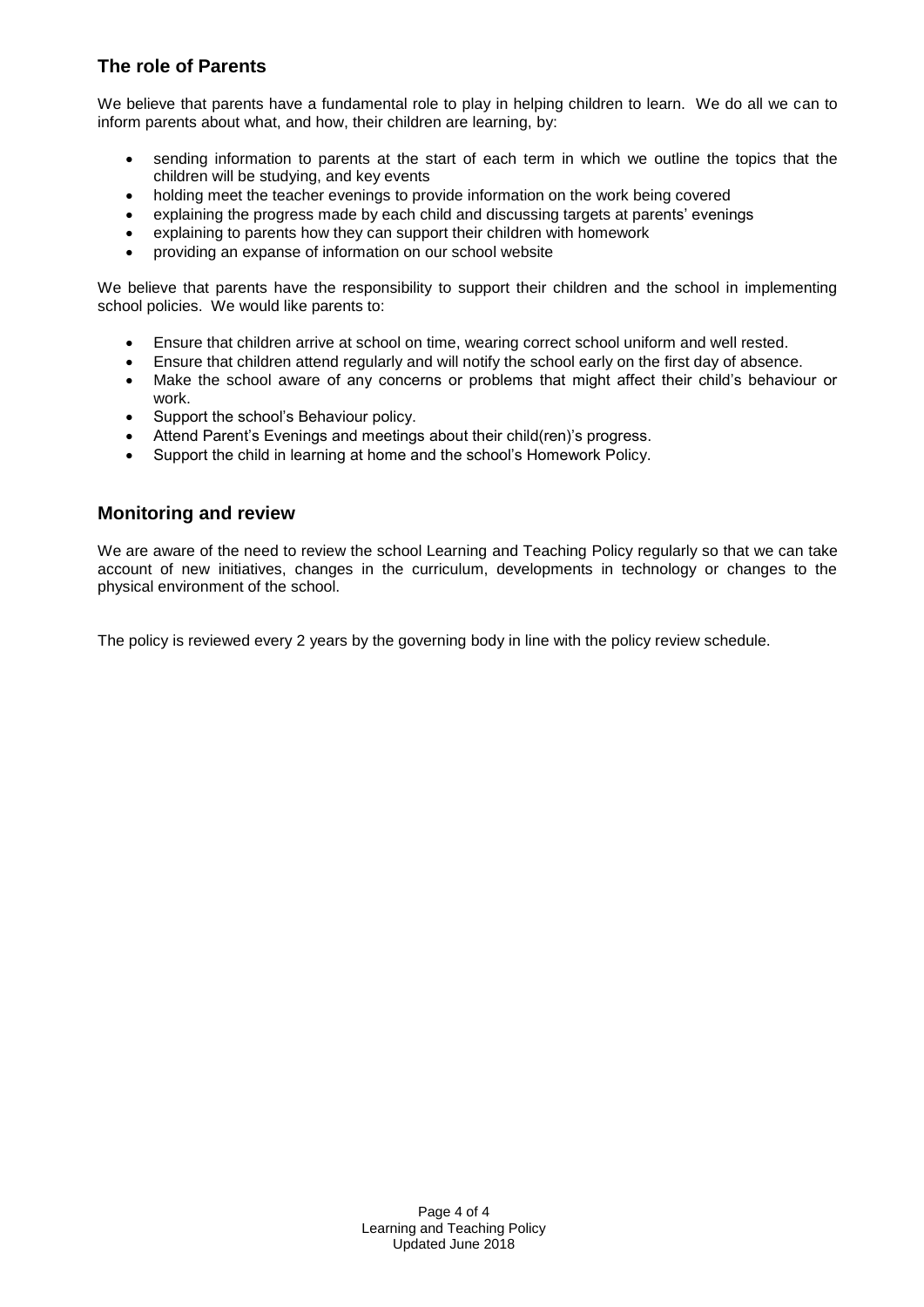## The role of Parents

We believe that parents have a fundamental role to play in helping children to learn. We do all we can to inform parents about what, and how, their children are learning, by:

- sending information to parents at the start of each term in which we outline the topics that the children will be studying, and key events
- holding meet the teacher evenings to provide information on the work being covered
- explaining the progress made by each child and discussing targets at parents' evenings
- explaining to parents how they can support their children with homework
- providing an expanse of information on our school website

We believe that parents have the responsibility to support their children and the school in implementing school policies. We would like parents to:

- Ensure that children arrive at school on time, wearing correct school uniform and well rested.
- Ensure that children attend regularly and will notify the school early on the first day of absence.
- Make the school aware of any concerns or problems that might affect their child's behaviour or work.
- Support the school's Behaviour policy.
- Attend Parent's Evenings and meetings about their child(ren)'s progress.
- Support the child in learning at home and the school's Homework Policy.

## Monitoring and review

We are aware of the need to review the school Learning and Teaching Policy regularly so that we can take account of new initiatives, changes in the curriculum, developments in technology or changes to the physical environment of the school.

The policy is reviewed every 2 years by the governing body in line with the policy review schedule.